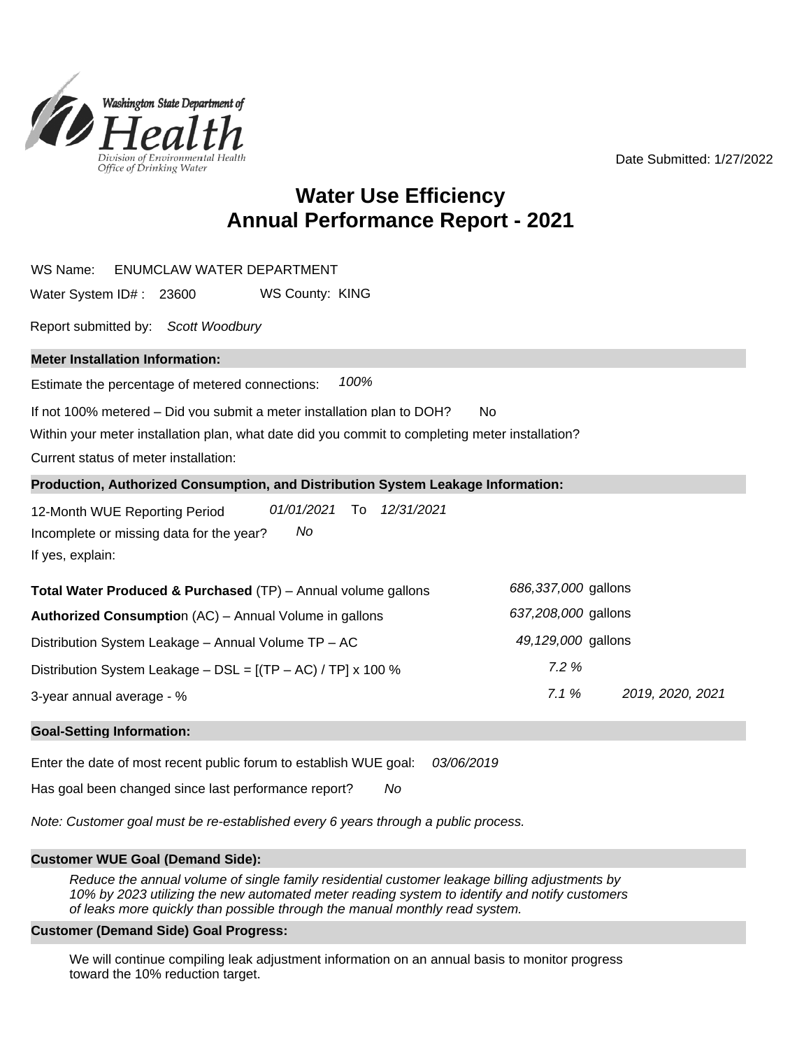Washington State Department of Health
Division of Environmental Health
Office of Drinking Water

Date Submitted: 1/27/2022

# Water Use Efficiency
# Annual Performance Report - 2021

WS Name: ENUMCLAW WATER DEPARTMENT

Water System ID# : 23600 WS County: KING

Report submitted by: *Scott Woodbury*

## Meter Installation Information:

Estimate the percentage of metered connections: *100%*

If not 100% metered – Did you submit a meter installation plan to DOH? No

Within your meter installation plan, what date did you commit to completing meter installation?

Current status of meter installation:

## Production, Authorized Consumption, and Distribution System Leakage Information:

12-Month WUE Reporting Period *01/01/2021* To *12/31/2021*

Incomplete or missing data for the year? *No*

If yes, explain:

| | | |
|---|---|---|
| **Total Water Produced & Purchased** (TP) – Annual volume gallons | *686,337,000* gallons | |
| **Authorized Consumption** (AC) – Annual Volume in gallons | *637,208,000* gallons | |
| Distribution System Leakage – Annual Volume TP – AC | *49,129,000* gallons | |
| Distribution System Leakage – DSL = [(TP – AC) / TP] x 100 % | *7.2 %* | |
| 3-year annual average - % | *7.1 %* | *2019, 2020, 2021* |

## Goal-Setting Information:

Enter the date of most recent public forum to establish WUE goal: *03/06/2019*

Has goal been changed since last performance report? *No*

*Note: Customer goal must be re-established every 6 years through a public process.*

## Customer WUE Goal (Demand Side):

*Reduce the annual volume of single family residential customer leakage billing adjustments by 10% by 2023 utilizing the new automated meter reading system to identify and notify customers of leaks more quickly than possible through the manual monthly read system.*

## Customer (Demand Side) Goal Progress:

We will continue compiling leak adjustment information on an annual basis to monitor progress toward the 10% reduction target.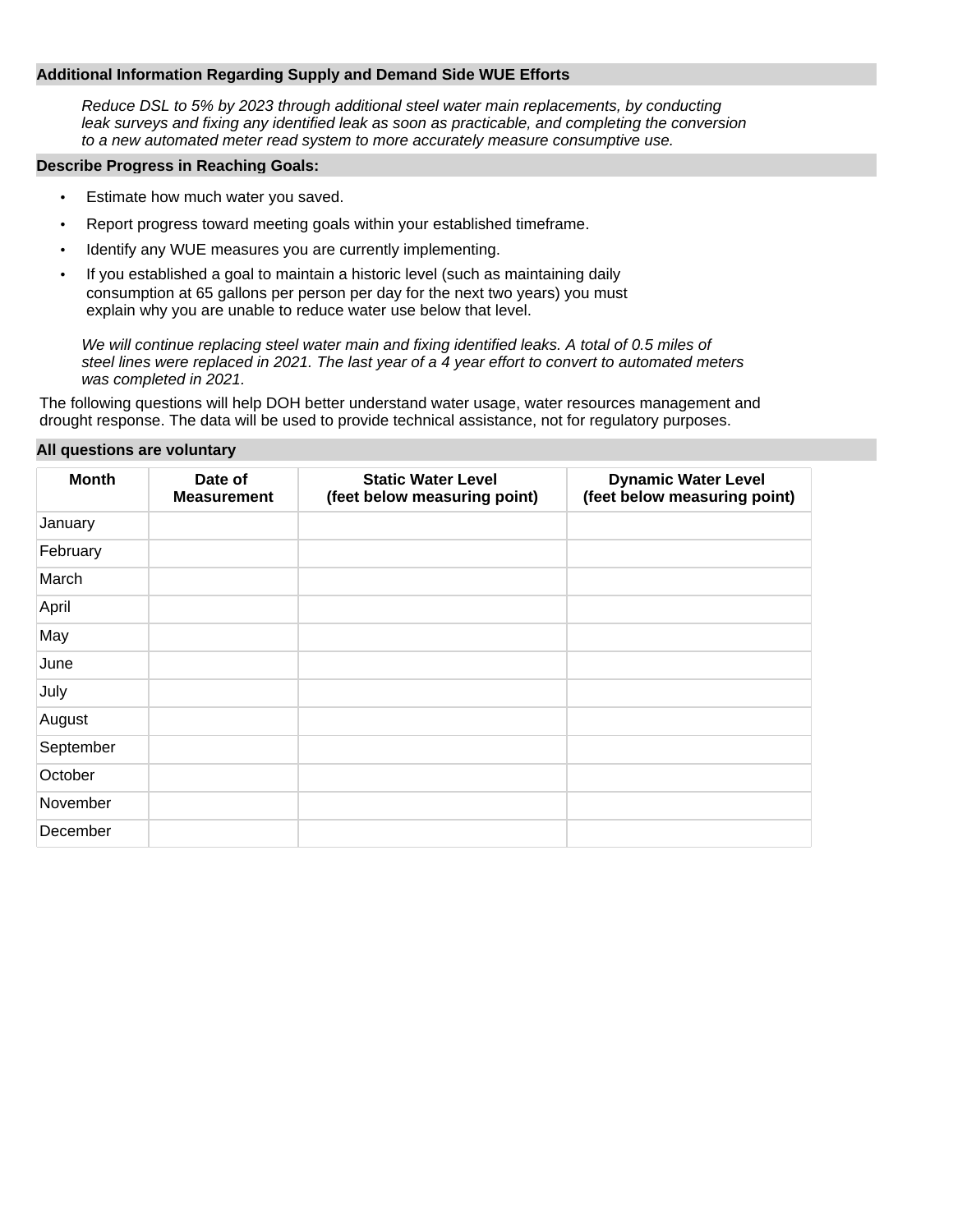**Additional Information Regarding Supply and Demand Side WUE Efforts**

*Reduce DSL to 5% by 2023 through additional steel water main replacements, by conducting leak surveys and fixing any identified leak as soon as practicable, and completing the conversion to a new automated meter read system to more accurately measure consumptive use.*

**Describe Progress in Reaching Goals:**

- Estimate how much water you saved.
- Report progress toward meeting goals within your established timeframe.
- Identify any WUE measures you are currently implementing.
- If you established a goal to maintain a historic level (such as maintaining daily consumption at 65 gallons per person per day for the next two years) you must explain why you are unable to reduce water use below that level.

*We will continue replacing steel water main and fixing identified leaks. A total of 0.5 miles of steel lines were replaced in 2021. The last year of a 4 year effort to convert to automated meters was completed in 2021.*

The following questions will help DOH better understand water usage, water resources management and drought response. The data will be used to provide technical assistance, not for regulatory purposes.

**All questions are voluntary**

| Month | Date of Measurement | Static Water Level (feet below measuring point) | Dynamic Water Level (feet below measuring point) |
|---|---|---|---|
| January | | | |
| February | | | |
| March | | | |
| April | | | |
| May | | | |
| June | | | |
| July | | | |
| August | | | |
| September | | | |
| October | | | |
| November | | | |
| December | | | |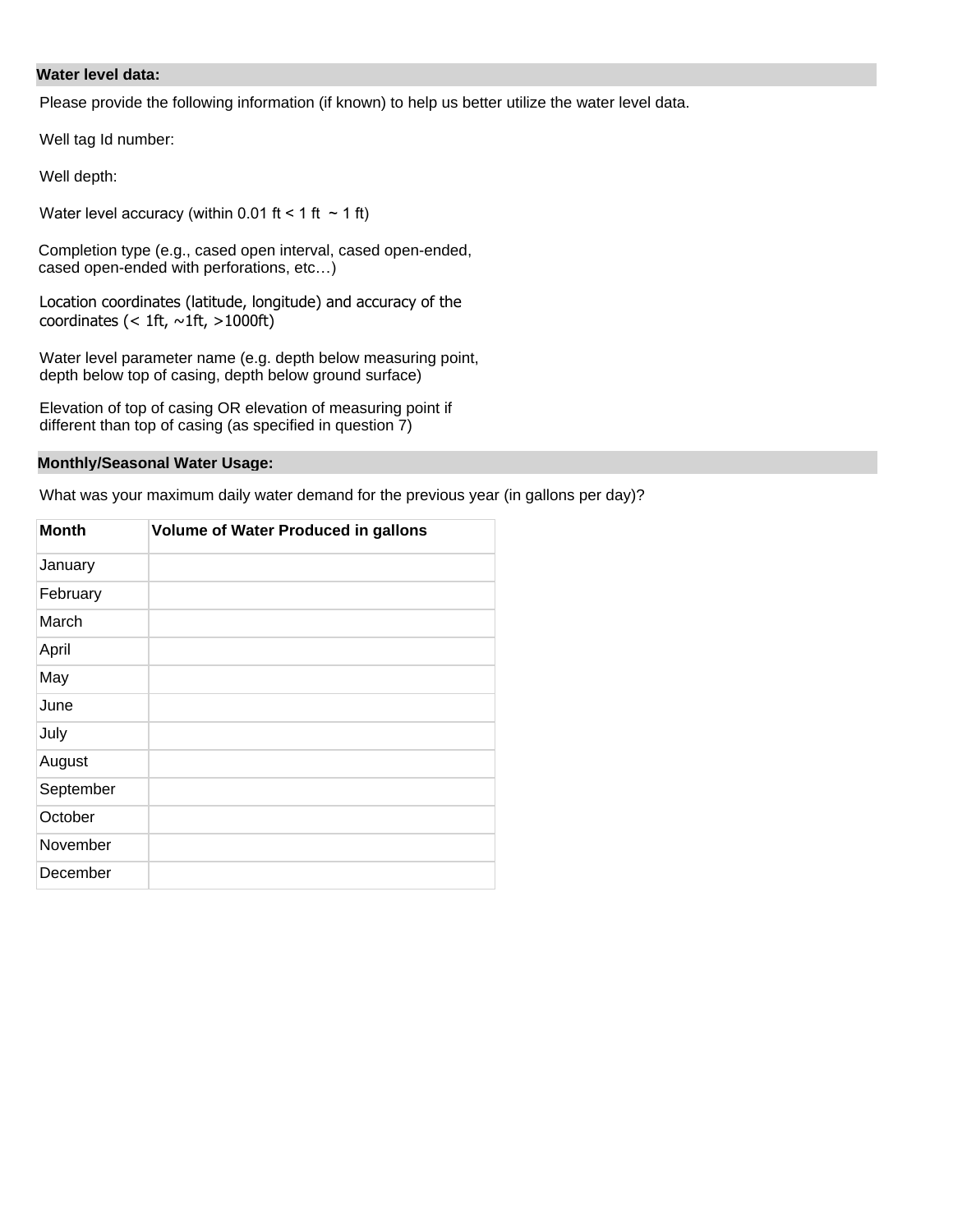**Water level data:**

Please provide the following information (if known) to help us better utilize the water level data.

Well tag Id number:

Well depth:

Water level accuracy (within 0.01 ft < 1 ft ~ 1 ft)

Completion type (e.g., cased open interval, cased open-ended, cased open-ended with perforations, etc…)

Location coordinates (latitude, longitude) and accuracy of the coordinates (< 1ft, ~1ft, >1000ft)

Water level parameter name (e.g. depth below measuring point, depth below top of casing, depth below ground surface)

Elevation of top of casing OR elevation of measuring point if different than top of casing (as specified in question 7)

**Monthly/Seasonal Water Usage:**

What was your maximum daily water demand for the previous year (in gallons per day)?

| Month | Volume of Water Produced in gallons |
|---|---|
| January | |
| February | |
| March | |
| April | |
| May | |
| June | |
| July | |
| August | |
| September | |
| October | |
| November | |
| December | |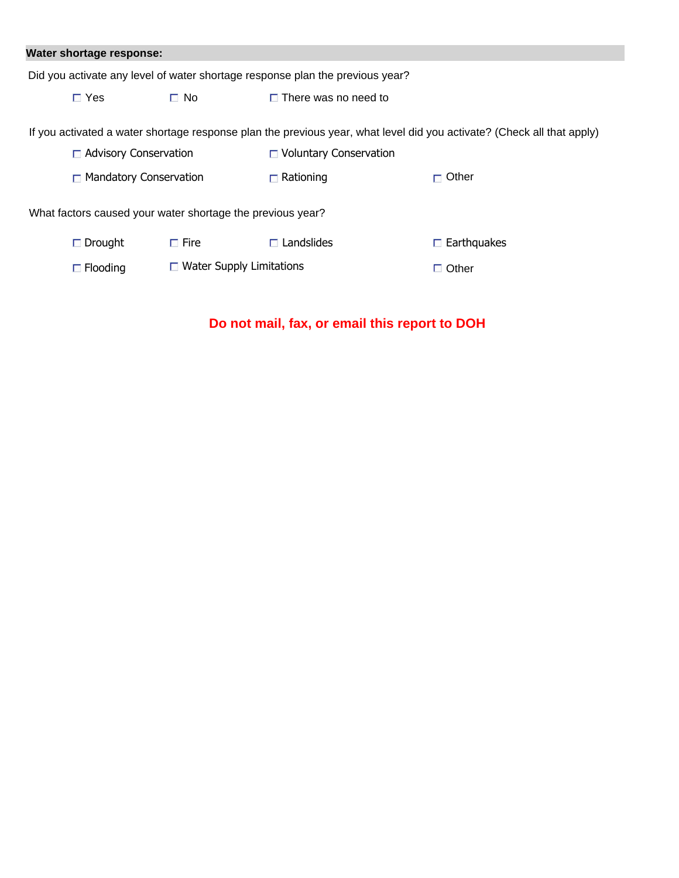**Water shortage response:**

Did you activate any level of water shortage response plan the previous year?

- ☐ Yes
- ☐ No
- ☐ There was no need to

If you activated a water shortage response plan the previous year, what level did you activate? (Check all that apply)

- ☐ Advisory Conservation
- ☐ Voluntary Conservation
- ☐ Mandatory Conservation
- ☐ Rationing
- ☐ Other

What factors caused your water shortage the previous year?

- ☐ Drought
- ☐ Fire
- ☐ Landslides
- ☐ Earthquakes
- ☐ Flooding
- ☐ Water Supply Limitations
- ☐ Other

**Do not mail, fax, or email this report to DOH**